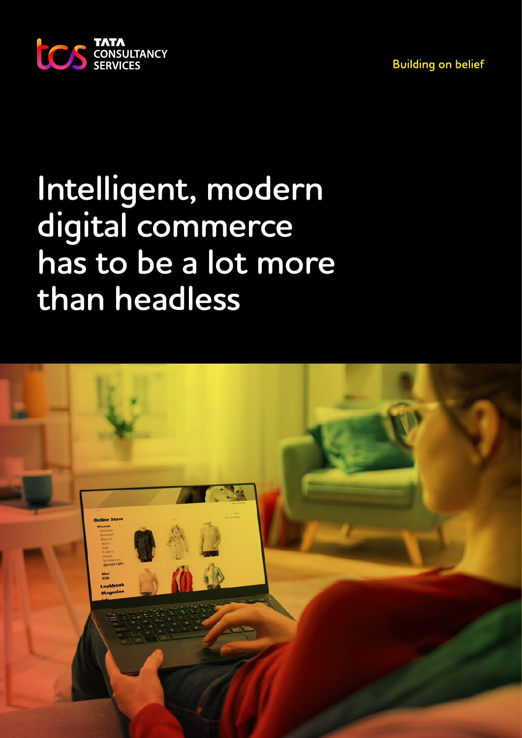TATA CONSULTANCY SERVICES

Building on belief

# Intelligent, modern digital commerce has to be a lot more than headless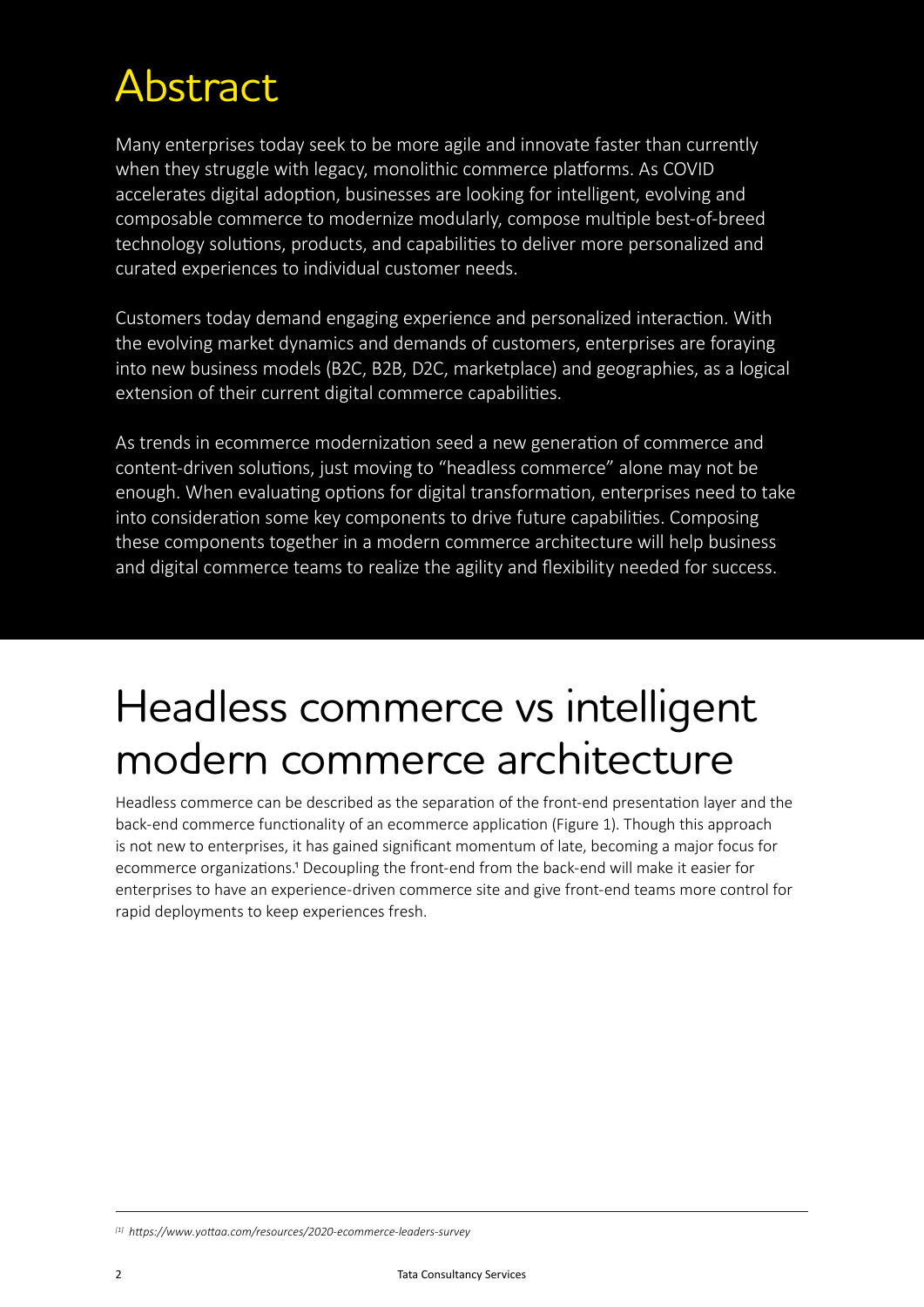# Abstract

Many enterprises today seek to be more agile and innovate faster than currently when they struggle with legacy, monolithic commerce platforms. As COVID accelerates digital adoption, businesses are looking for intelligent, evolving and composable commerce to modernize modularly, compose multiple best-of-breed technology solutions, products, and capabilities to deliver more personalized and curated experiences to individual customer needs.

Customers today demand engaging experience and personalized interaction. With the evolving market dynamics and demands of customers, enterprises are foraying into new business models (B2C, B2B, D2C, marketplace) and geographies, as a logical extension of their current digital commerce capabilities.

As trends in ecommerce modernization seed a new generation of commerce and content-driven solutions, just moving to "headless commerce" alone may not be enough. When evaluating options for digital transformation, enterprises need to take into consideration some key components to drive future capabilities. Composing these components together in a modern commerce architecture will help business and digital commerce teams to realize the agility and flexibility needed for success.

# Headless commerce vs intelligent modern commerce architecture

Headless commerce can be described as the separation of the front-end presentation layer and the back-end commerce functionality of an ecommerce application (Figure 1). Though this approach is not new to enterprises, it has gained significant momentum of late, becoming a major focus for ecommerce organizations.[1] Decoupling the front-end from the back-end will make it easier for enterprises to have an experience-driven commerce site and give front-end teams more control for rapid deployments to keep experiences fresh.

---

[1] *https://www.yottaa.com/resources/2020-ecommerce-leaders-survey*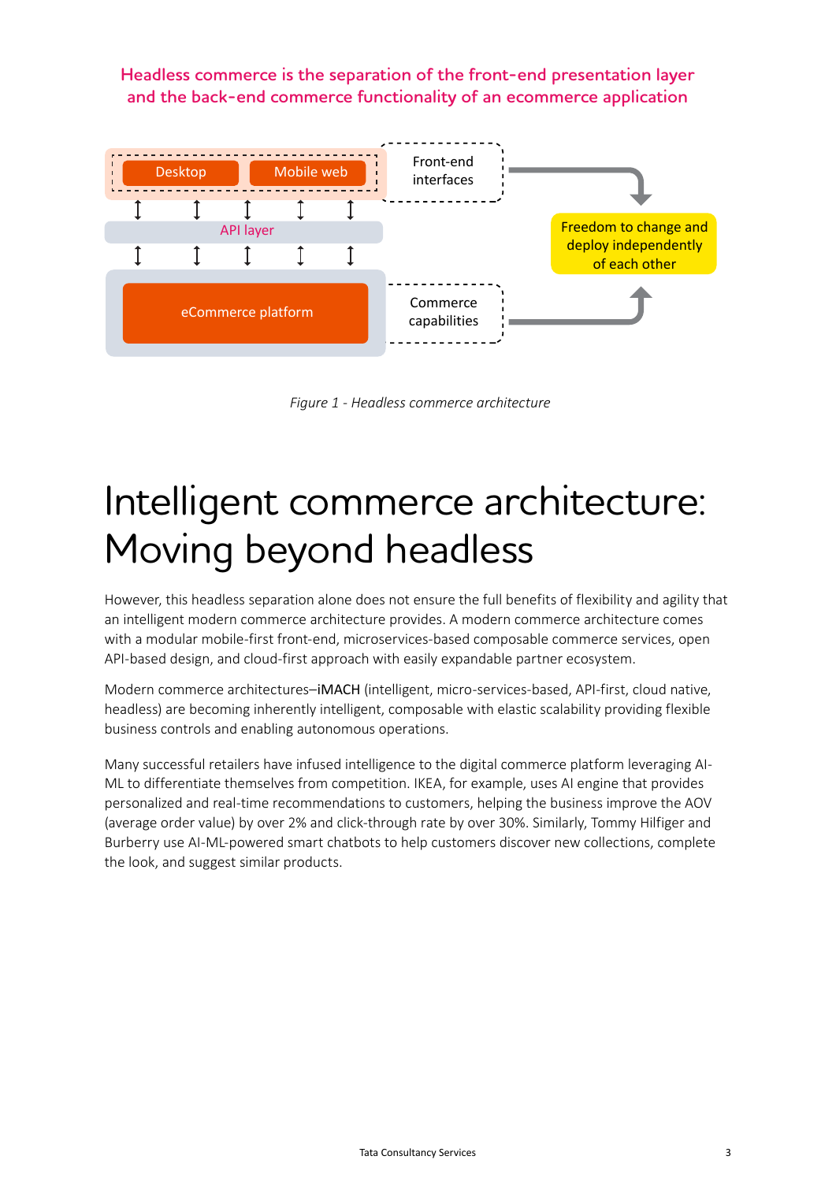Headless commerce is the separation of the front-end presentation layer and the back-end commerce functionality of an ecommerce application

Desktop

Mobile web

Front-end interfaces

API layer

eCommerce platform

Commerce capabilities

Freedom to change and deploy independently of each other

*Figure 1 - Headless commerce architecture*

# Intelligent commerce architecture: Moving beyond headless

However, this headless separation alone does not ensure the full benefits of flexibility and agility that an intelligent modern commerce architecture provides. A modern commerce architecture comes with a modular mobile-first front-end, microservices-based composable commerce services, open API-based design, and cloud-first approach with easily expandable partner ecosystem.

Modern commerce architectures–iMACH (intelligent, micro-services-based, API-first, cloud native, headless) are becoming inherently intelligent, composable with elastic scalability providing flexible business controls and enabling autonomous operations.

Many successful retailers have infused intelligence to the digital commerce platform leveraging AI-ML to differentiate themselves from competition. IKEA, for example, uses AI engine that provides personalized and real-time recommendations to customers, helping the business improve the AOV (average order value) by over 2% and click-through rate by over 30%. Similarly, Tommy Hilfiger and Burberry use AI-ML-powered smart chatbots to help customers discover new collections, complete the look, and suggest similar products.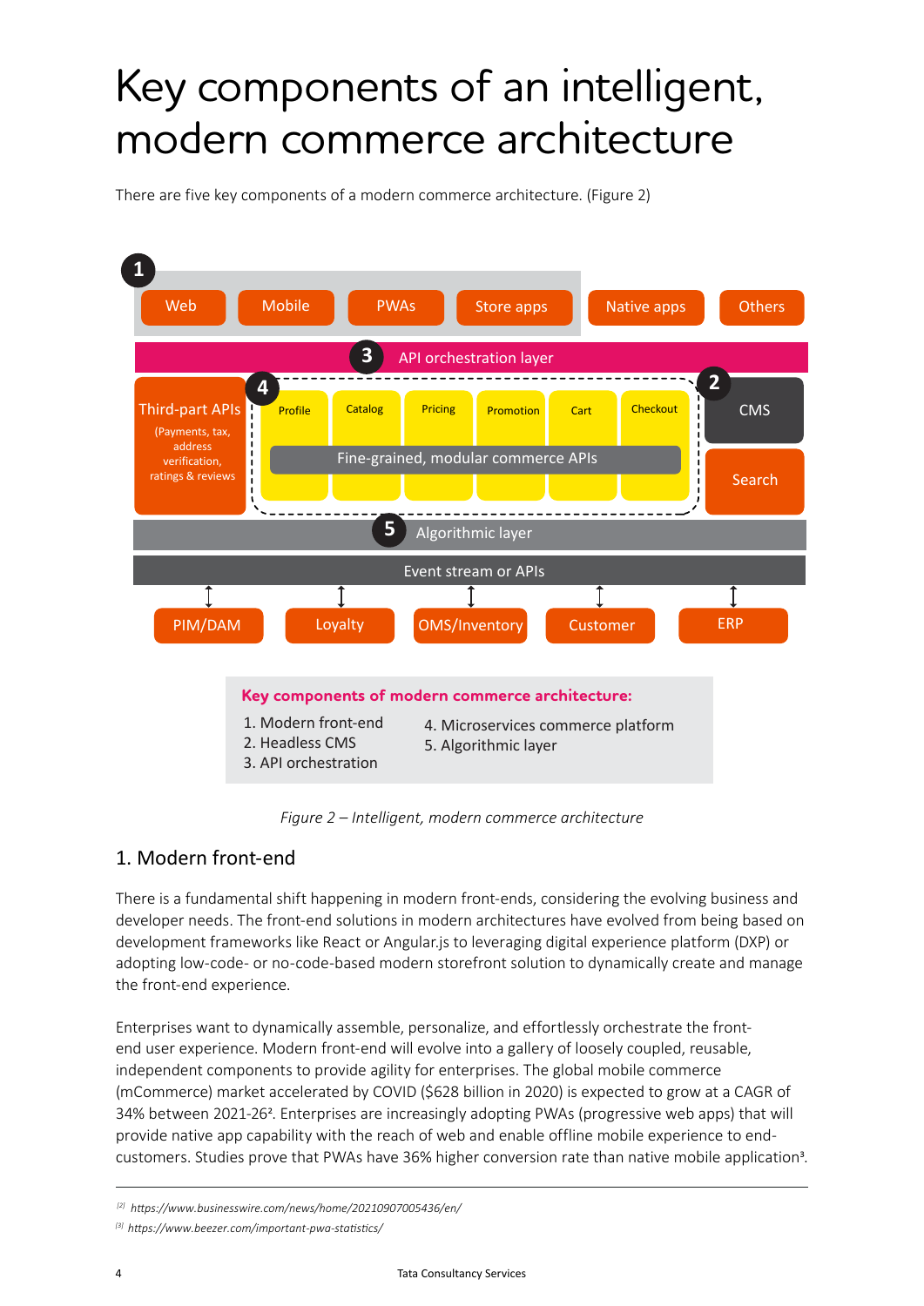# Key components of an intelligent, modern commerce architecture

There are five key components of a modern commerce architecture. (Figure 2)

**Key components of modern commerce architecture:**

1. Modern front-end
2. Headless CMS
3. API orchestration
4. Microservices commerce platform
5. Algorithmic layer

*Figure 2 – Intelligent, modern commerce architecture*

## 1. Modern front-end

There is a fundamental shift happening in modern front-ends, considering the evolving business and developer needs. The front-end solutions in modern architectures have evolved from being based on development frameworks like React or Angular.js to leveraging digital experience platform (DXP) or adopting low-code- or no-code-based modern storefront solution to dynamically create and manage the front-end experience.

Enterprises want to dynamically assemble, personalize, and effortlessly orchestrate the front-end user experience. Modern front-end will evolve into a gallery of loosely coupled, reusable, independent components to provide agility for enterprises. The global mobile commerce (mCommerce) market accelerated by COVID ($628 billion in 2020) is expected to grow at a CAGR of 34% between 2021-26[2]. Enterprises are increasingly adopting PWAs (progressive web apps) that will provide native app capability with the reach of web and enable offline mobile experience to end-customers. Studies prove that PWAs have 36% higher conversion rate than native mobile application[3].

---

[2] *https://www.businesswire.com/news/home/20210907005436/en/*

[3] *https://www.beezer.com/important-pwa-statistics/*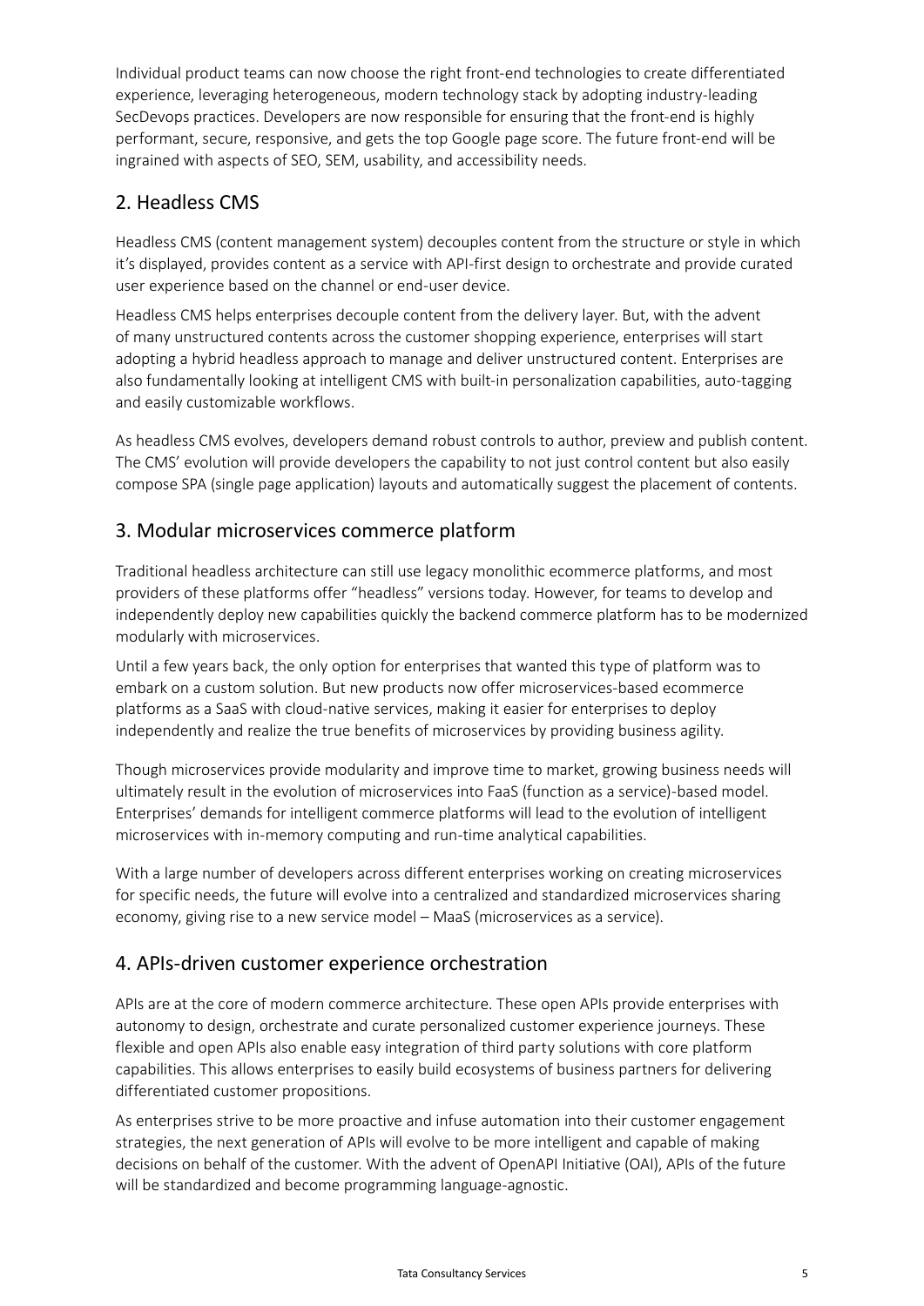Individual product teams can now choose the right front-end technologies to create differentiated experience, leveraging heterogeneous, modern technology stack by adopting industry-leading SecDevops practices. Developers are now responsible for ensuring that the front-end is highly performant, secure, responsive, and gets the top Google page score. The future front-end will be ingrained with aspects of SEO, SEM, usability, and accessibility needs.

## 2. Headless CMS

Headless CMS (content management system) decouples content from the structure or style in which it's displayed, provides content as a service with API-first design to orchestrate and provide curated user experience based on the channel or end-user device.

Headless CMS helps enterprises decouple content from the delivery layer. But, with the advent of many unstructured contents across the customer shopping experience, enterprises will start adopting a hybrid headless approach to manage and deliver unstructured content. Enterprises are also fundamentally looking at intelligent CMS with built-in personalization capabilities, auto-tagging and easily customizable workflows.

As headless CMS evolves, developers demand robust controls to author, preview and publish content. The CMS' evolution will provide developers the capability to not just control content but also easily compose SPA (single page application) layouts and automatically suggest the placement of contents.

## 3. Modular microservices commerce platform

Traditional headless architecture can still use legacy monolithic ecommerce platforms, and most providers of these platforms offer "headless" versions today. However, for teams to develop and independently deploy new capabilities quickly the backend commerce platform has to be modernized modularly with microservices.

Until a few years back, the only option for enterprises that wanted this type of platform was to embark on a custom solution. But new products now offer microservices-based ecommerce platforms as a SaaS with cloud-native services, making it easier for enterprises to deploy independently and realize the true benefits of microservices by providing business agility.

Though microservices provide modularity and improve time to market, growing business needs will ultimately result in the evolution of microservices into FaaS (function as a service)-based model. Enterprises' demands for intelligent commerce platforms will lead to the evolution of intelligent microservices with in-memory computing and run-time analytical capabilities.

With a large number of developers across different enterprises working on creating microservices for specific needs, the future will evolve into a centralized and standardized microservices sharing economy, giving rise to a new service model – MaaS (microservices as a service).

## 4. APIs-driven customer experience orchestration

APIs are at the core of modern commerce architecture. These open APIs provide enterprises with autonomy to design, orchestrate and curate personalized customer experience journeys. These flexible and open APIs also enable easy integration of third party solutions with core platform capabilities. This allows enterprises to easily build ecosystems of business partners for delivering differentiated customer propositions.

As enterprises strive to be more proactive and infuse automation into their customer engagement strategies, the next generation of APIs will evolve to be more intelligent and capable of making decisions on behalf of the customer. With the advent of OpenAPI Initiative (OAI), APIs of the future will be standardized and become programming language-agnostic.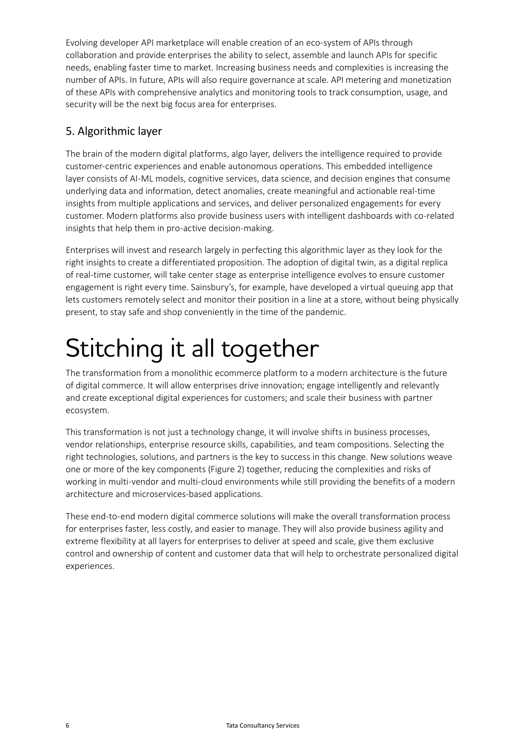Evolving developer API marketplace will enable creation of an eco-system of APIs through collaboration and provide enterprises the ability to select, assemble and launch APIs for specific needs, enabling faster time to market. Increasing business needs and complexities is increasing the number of APIs. In future, APIs will also require governance at scale. API metering and monetization of these APIs with comprehensive analytics and monitoring tools to track consumption, usage, and security will be the next big focus area for enterprises.

## 5. Algorithmic layer

The brain of the modern digital platforms, algo layer, delivers the intelligence required to provide customer-centric experiences and enable autonomous operations. This embedded intelligence layer consists of AI-ML models, cognitive services, data science, and decision engines that consume underlying data and information, detect anomalies, create meaningful and actionable real-time insights from multiple applications and services, and deliver personalized engagements for every customer. Modern platforms also provide business users with intelligent dashboards with co-related insights that help them in pro-active decision-making.

Enterprises will invest and research largely in perfecting this algorithmic layer as they look for the right insights to create a differentiated proposition. The adoption of digital twin, as a digital replica of real-time customer, will take center stage as enterprise intelligence evolves to ensure customer engagement is right every time. Sainsbury's, for example, have developed a virtual queuing app that lets customers remotely select and monitor their position in a line at a store, without being physically present, to stay safe and shop conveniently in the time of the pandemic.

# Stitching it all together

The transformation from a monolithic ecommerce platform to a modern architecture is the future of digital commerce. It will allow enterprises drive innovation; engage intelligently and relevantly and create exceptional digital experiences for customers; and scale their business with partner ecosystem.

This transformation is not just a technology change, it will involve shifts in business processes, vendor relationships, enterprise resource skills, capabilities, and team compositions. Selecting the right technologies, solutions, and partners is the key to success in this change. New solutions weave one or more of the key components (Figure 2) together, reducing the complexities and risks of working in multi-vendor and multi-cloud environments while still providing the benefits of a modern architecture and microservices-based applications.

These end-to-end modern digital commerce solutions will make the overall transformation process for enterprises faster, less costly, and easier to manage. They will also provide business agility and extreme flexibility at all layers for enterprises to deliver at speed and scale, give them exclusive control and ownership of content and customer data that will help to orchestrate personalized digital experiences.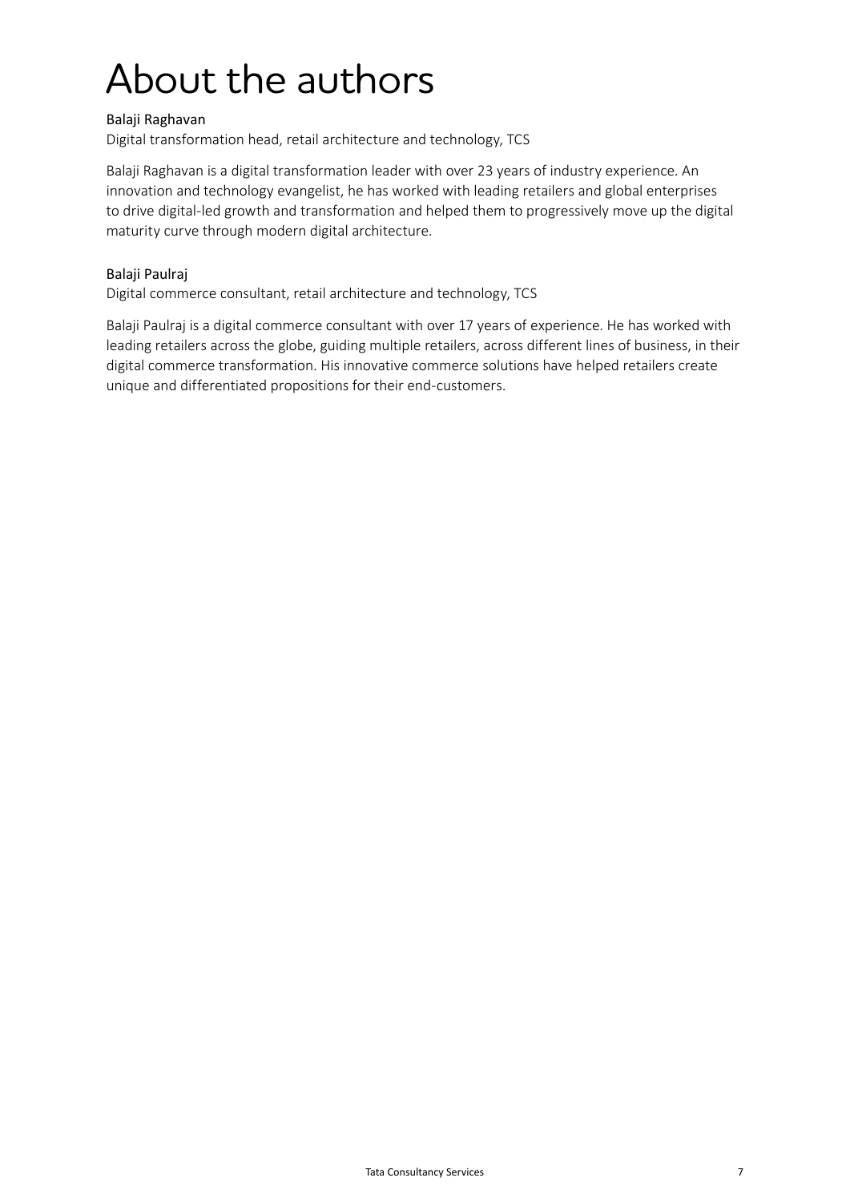# About the authors

Balaji Raghavan

Digital transformation head, retail architecture and technology, TCS

Balaji Raghavan is a digital transformation leader with over 23 years of industry experience. An innovation and technology evangelist, he has worked with leading retailers and global enterprises to drive digital-led growth and transformation and helped them to progressively move up the digital maturity curve through modern digital architecture.

Balaji Paulraj

Digital commerce consultant, retail architecture and technology, TCS

Balaji Paulraj is a digital commerce consultant with over 17 years of experience. He has worked with leading retailers across the globe, guiding multiple retailers, across different lines of business, in their digital commerce transformation. His innovative commerce solutions have helped retailers create unique and differentiated propositions for their end-customers.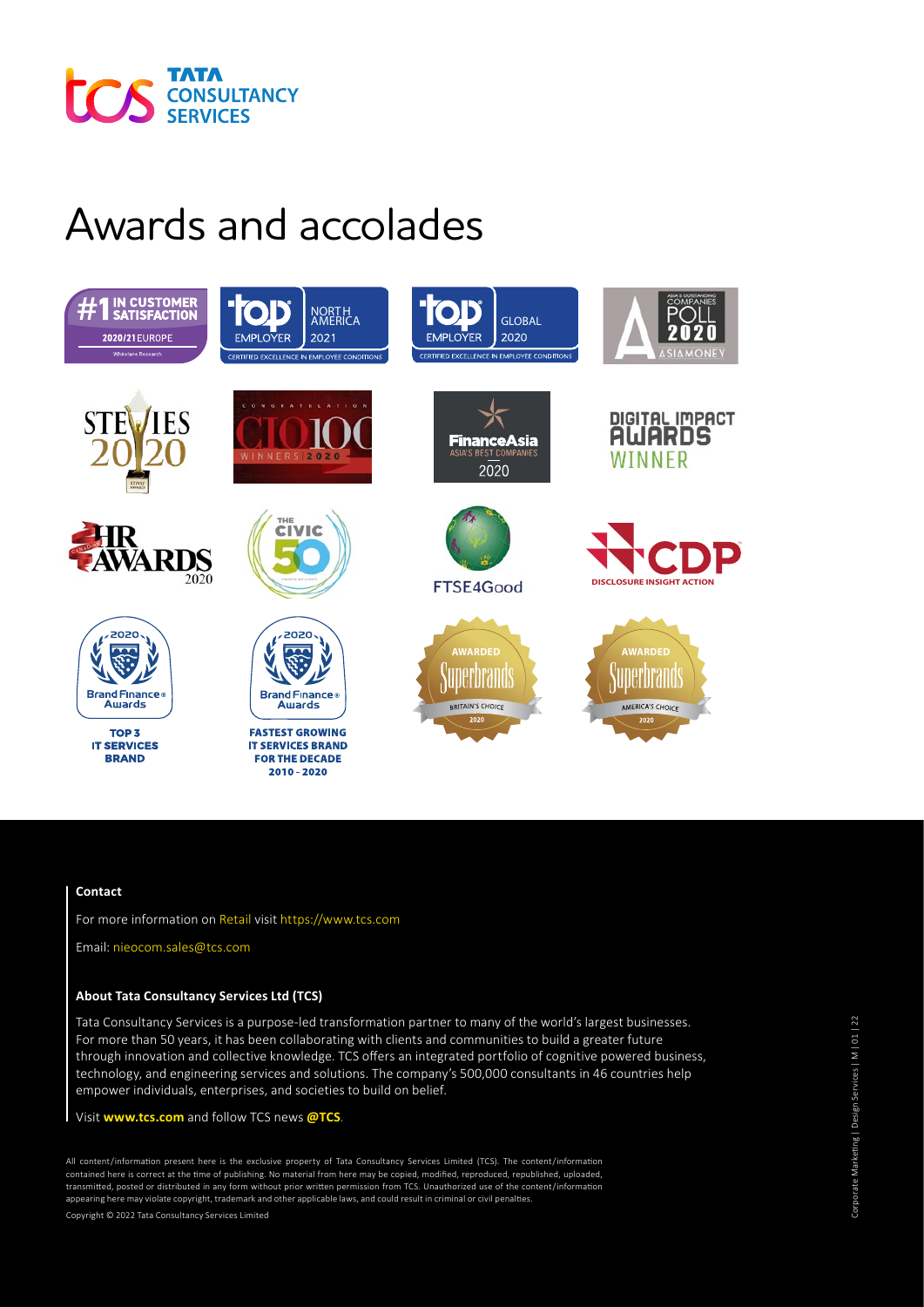# Awards and accolades

#1 IN CUSTOMER SATISFACTION 2020/21 EUROPE Whitelane Research

top EMPLOYER NORTH AMERICA 2021 CERTIFIED EXCELLENCE IN EMPLOYEE CONDITIONS

top EMPLOYER GLOBAL 2020 CERTIFIED EXCELLENCE IN EMPLOYEE CONDITIONS

ASIA'S OUTSTANDING COMPANIES POLL 2020 ASIAMONEY

STEVIES 2020

CONGRATULATIONS CIO100 WINNERS 2020

FinanceAsia ASIA'S BEST COMPANIES 2020

DIGITAL IMPACT AWARDS WINNER

HR AWARDS 2020

THE CIVIC 50

FTSE4Good

CDP DISCLOSURE INSIGHT ACTION

2020 Brand Finance Awards TOP 3 IT SERVICES BRAND

2020 Brand Finance Awards FASTEST GROWING IT SERVICES BRAND FOR THE DECADE 2010 - 2020

AWARDED Superbrands BRITAIN'S CHOICE 2020

AWARDED Superbrands AMERICA'S CHOICE 2020

**Contact**

For more information on Retail visit https://www.tcs.com

Email: nieocom.sales@tcs.com

**About Tata Consultancy Services Ltd (TCS)**

Tata Consultancy Services is a purpose-led transformation partner to many of the world's largest businesses. For more than 50 years, it has been collaborating with clients and communities to build a greater future through innovation and collective knowledge. TCS offers an integrated portfolio of cognitive powered business, technology, and engineering services and solutions. The company's 500,000 consultants in 46 countries help empower individuals, enterprises, and societies to build on belief.

Visit **www.tcs.com** and follow TCS news **@TCS**.

All content/information present here is the exclusive property of Tata Consultancy Services Limited (TCS). The content/information contained here is correct at the time of publishing. No material from here may be copied, modified, reproduced, republished, uploaded, transmitted, posted or distributed in any form without prior written permission from TCS. Unauthorized use of the content/information appearing here may violate copyright, trademark and other applicable laws, and could result in criminal or civil penalties.

Copyright © 2022 Tata Consultancy Services Limited

Corporate Marketing | Design Services | M | 01 | 22